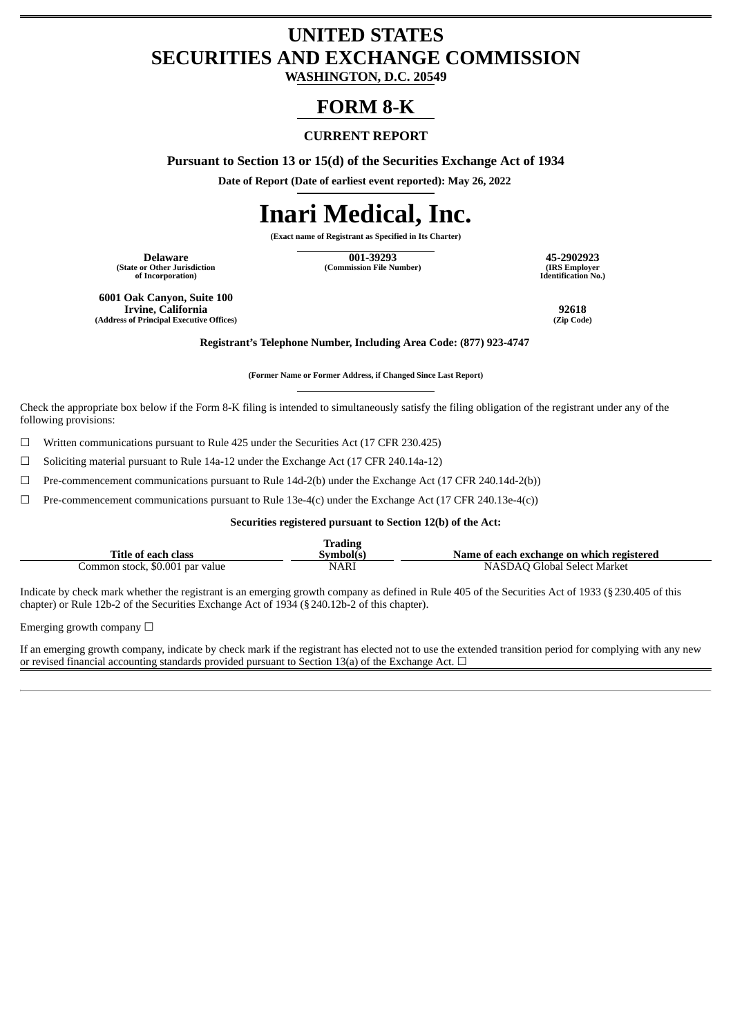# UNITED STATES
# SECURITIES AND EXCHANGE COMMISSION

**WASHINGTON, D.C. 20549**

# FORM 8-K

**CURRENT REPORT**

**Pursuant to Section 13 or 15(d) of the Securities Exchange Act of 1934**

**Date of Report (Date of earliest event reported): May 26, 2022**

# Inari Medical, Inc.

**(Exact name of Registrant as Specified in Its Charter)**

| **Delaware** | **001-39293** | **45-2902923** |
|---|---|---|
| **(State or Other Jurisdiction of Incorporation)** | **(Commission File Number)** | **(IRS Employer Identification No.)** |

| **6001 Oak Canyon, Suite 100 Irvine, California** | **92618** |
|---|---|
| **(Address of Principal Executive Offices)** | **(Zip Code)** |

**Registrant's Telephone Number, Including Area Code: (877) 923-4747**

**(Former Name or Former Address, if Changed Since Last Report)**

Check the appropriate box below if the Form 8-K filing is intended to simultaneously satisfy the filing obligation of the registrant under any of the following provisions:

☐ Written communications pursuant to Rule 425 under the Securities Act (17 CFR 230.425)

☐ Soliciting material pursuant to Rule 14a-12 under the Exchange Act (17 CFR 240.14a-12)

☐ Pre-commencement communications pursuant to Rule 14d-2(b) under the Exchange Act (17 CFR 240.14d-2(b))

☐ Pre-commencement communications pursuant to Rule 13e-4(c) under the Exchange Act (17 CFR 240.13e-4(c))

**Securities registered pursuant to Section 12(b) of the Act:**

| **Title of each class** | **Trading Symbol(s)** | **Name of each exchange on which registered** |
|---|---|---|
| Common stock, $0.001 par value | NARI | NASDAQ Global Select Market |

Indicate by check mark whether the registrant is an emerging growth company as defined in Rule 405 of the Securities Act of 1933 (§230.405 of this chapter) or Rule 12b-2 of the Securities Exchange Act of 1934 (§240.12b-2 of this chapter).

Emerging growth company ☐

If an emerging growth company, indicate by check mark if the registrant has elected not to use the extended transition period for complying with any new or revised financial accounting standards provided pursuant to Section 13(a) of the Exchange Act. ☐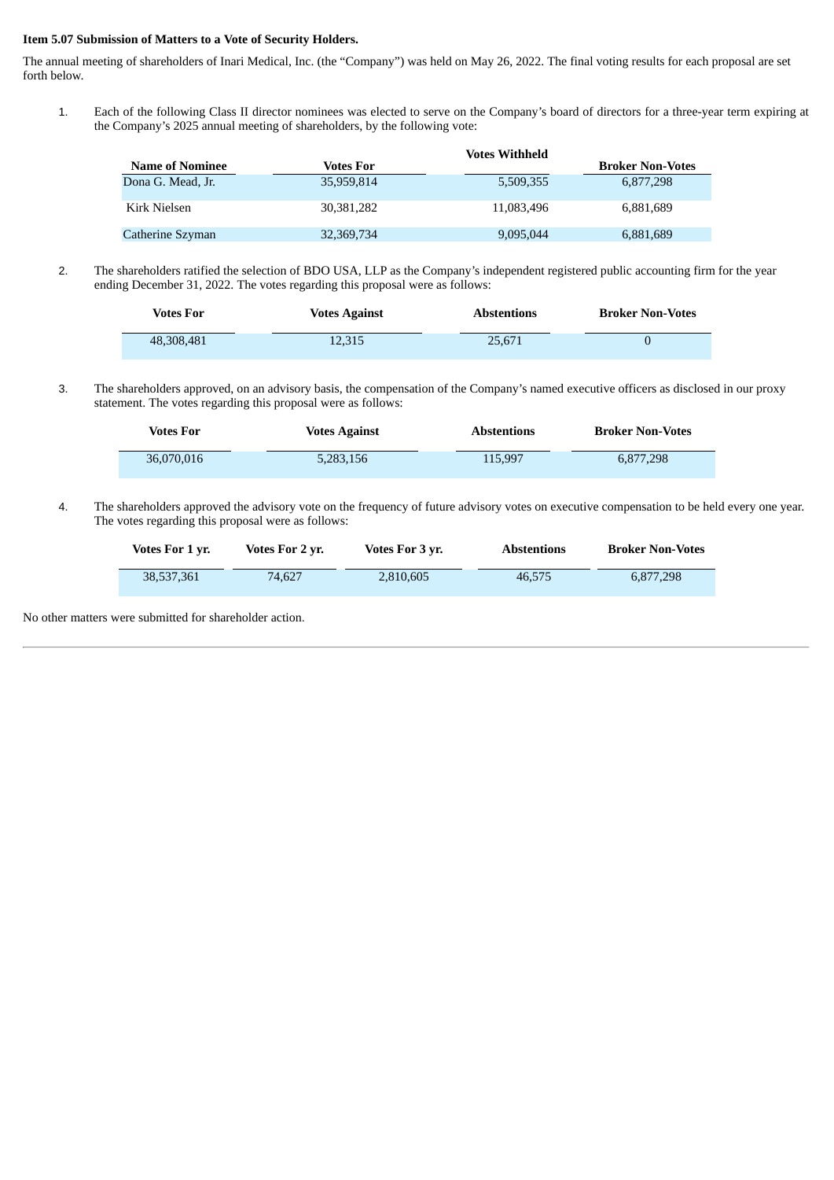**Item 5.07 Submission of Matters to a Vote of Security Holders.**

The annual meeting of shareholders of Inari Medical, Inc. (the "Company") was held on May 26, 2022. The final voting results for each proposal are set forth below.

1. Each of the following Class II director nominees was elected to serve on the Company's board of directors for a three-year term expiring at the Company's 2025 annual meeting of shareholders, by the following vote:

| Name of Nominee | Votes For | Votes Withheld | Broker Non-Votes |
|---|---|---|---|
| Dona G. Mead, Jr. | 35,959,814 | 5,509,355 | 6,877,298 |
| Kirk Nielsen | 30,381,282 | 11,083,496 | 6,881,689 |
| Catherine Szyman | 32,369,734 | 9,095,044 | 6,881,689 |

2. The shareholders ratified the selection of BDO USA, LLP as the Company's independent registered public accounting firm for the year ending December 31, 2022. The votes regarding this proposal were as follows:

| Votes For | Votes Against | Abstentions | Broker Non-Votes |
|---|---|---|---|
| 48,308,481 | 12,315 | 25,671 | 0 |

3. The shareholders approved, on an advisory basis, the compensation of the Company's named executive officers as disclosed in our proxy statement. The votes regarding this proposal were as follows:

| Votes For | Votes Against | Abstentions | Broker Non-Votes |
|---|---|---|---|
| 36,070,016 | 5,283,156 | 115,997 | 6,877,298 |

4. The shareholders approved the advisory vote on the frequency of future advisory votes on executive compensation to be held every one year. The votes regarding this proposal were as follows:

| Votes For 1 yr. | Votes For 2 yr. | Votes For 3 yr. | Abstentions | Broker Non-Votes |
|---|---|---|---|---|
| 38,537,361 | 74,627 | 2,810,605 | 46,575 | 6,877,298 |

No other matters were submitted for shareholder action.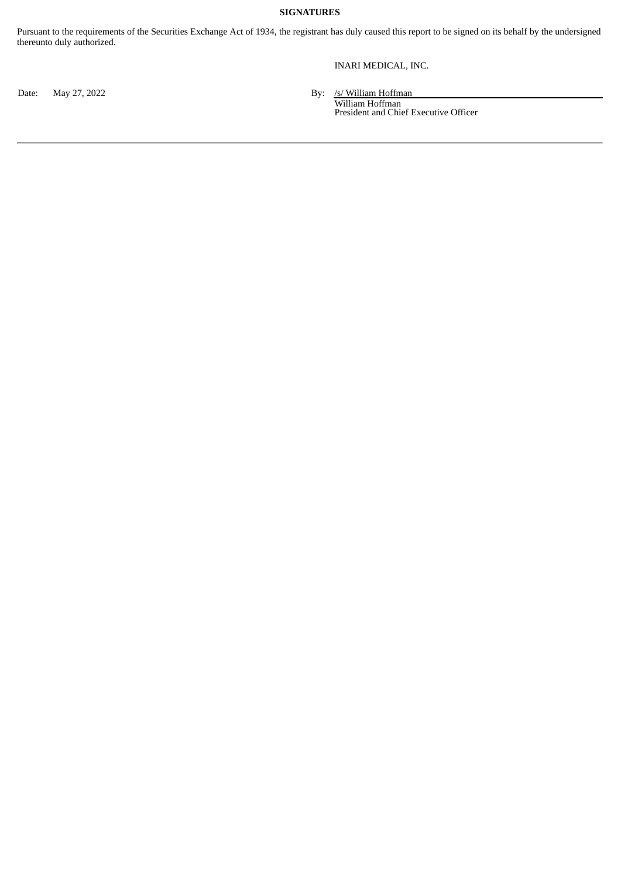**SIGNATURES**

Pursuant to the requirements of the Securities Exchange Act of 1934, the registrant has duly caused this report to be signed on its behalf by the undersigned thereunto duly authorized.

INARI MEDICAL, INC.

Date: May 27, 2022

By: /s/ William Hoffman
William Hoffman
President and Chief Executive Officer